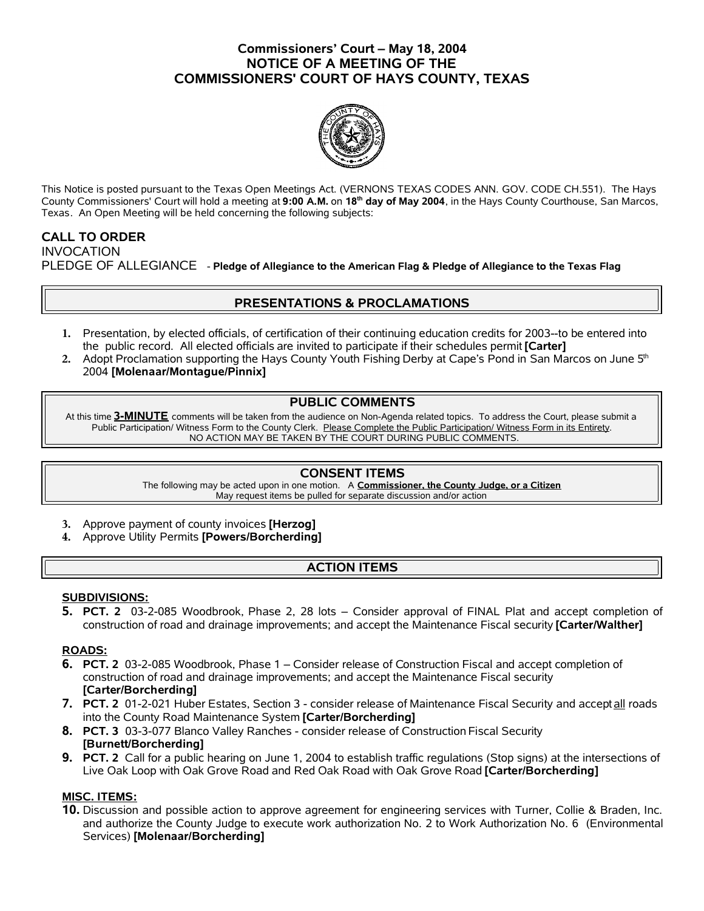# Commissioners' Court – May 18, 2004
# NOTICE OF A MEETING OF THE COMMISSIONERS' COURT OF HAYS COUNTY, TEXAS

This Notice is posted pursuant to the Texas Open Meetings Act. (VERNONS TEXAS CODES ANN. GOV. CODE CH.551). The Hays County Commissioners' Court will hold a meeting at **9:00 A.M.** on **18th day of May 2004**, in the Hays County Courthouse, San Marcos, Texas. An Open Meeting will be held concerning the following subjects:

**CALL TO ORDER**
INVOCATION
PLEDGE OF ALLEGIANCE - **Pledge of Allegiance to the American Flag & Pledge of Allegiance to the Texas Flag**

## PRESENTATIONS & PROCLAMATIONS

1. Presentation, by elected officials, of certification of their continuing education credits for 2003--to be entered into the public record. All elected officials are invited to participate if their schedules permit **[Carter]**
2. Adopt Proclamation supporting the Hays County Youth Fishing Derby at Cape's Pond in San Marcos on June 5th 2004 **[Molenaar/Montague/Pinnix]**

## PUBLIC COMMENTS

At this time **3-MINUTE** comments will be taken from the audience on Non-Agenda related topics. To address the Court, please submit a Public Participation/ Witness Form to the County Clerk. Please Complete the Public Participation/ Witness Form in its Entirety. NO ACTION MAY BE TAKEN BY THE COURT DURING PUBLIC COMMENTS.

## CONSENT ITEMS

The following may be acted upon in one motion. A **Commissioner, the County Judge, or a Citizen** May request items be pulled for separate discussion and/or action

3. Approve payment of county invoices **[Herzog]**
4. Approve Utility Permits **[Powers/Borcherding]**

## ACTION ITEMS

**SUBDIVISIONS:**

5. **PCT. 2** 03-2-085 Woodbrook, Phase 2, 28 lots – Consider approval of FINAL Plat and accept completion of construction of road and drainage improvements; and accept the Maintenance Fiscal security **[Carter/Walther]**

**ROADS:**

6. **PCT. 2** 03-2-085 Woodbrook, Phase 1 – Consider release of Construction Fiscal and accept completion of construction of road and drainage improvements; and accept the Maintenance Fiscal security **[Carter/Borcherding]**
7. **PCT. 2** 01-2-021 Huber Estates, Section 3 - consider release of Maintenance Fiscal Security and accept all roads into the County Road Maintenance System **[Carter/Borcherding]**
8. **PCT. 3** 03-3-077 Blanco Valley Ranches - consider release of Construction Fiscal Security **[Burnett/Borcherding]**
9. **PCT. 2** Call for a public hearing on June 1, 2004 to establish traffic regulations (Stop signs) at the intersections of Live Oak Loop with Oak Grove Road and Red Oak Road with Oak Grove Road **[Carter/Borcherding]**

**MISC. ITEMS:**

10. Discussion and possible action to approve agreement for engineering services with Turner, Collie & Braden, Inc. and authorize the County Judge to execute work authorization No. 2 to Work Authorization No. 6 (Environmental Services) **[Molenaar/Borcherding]**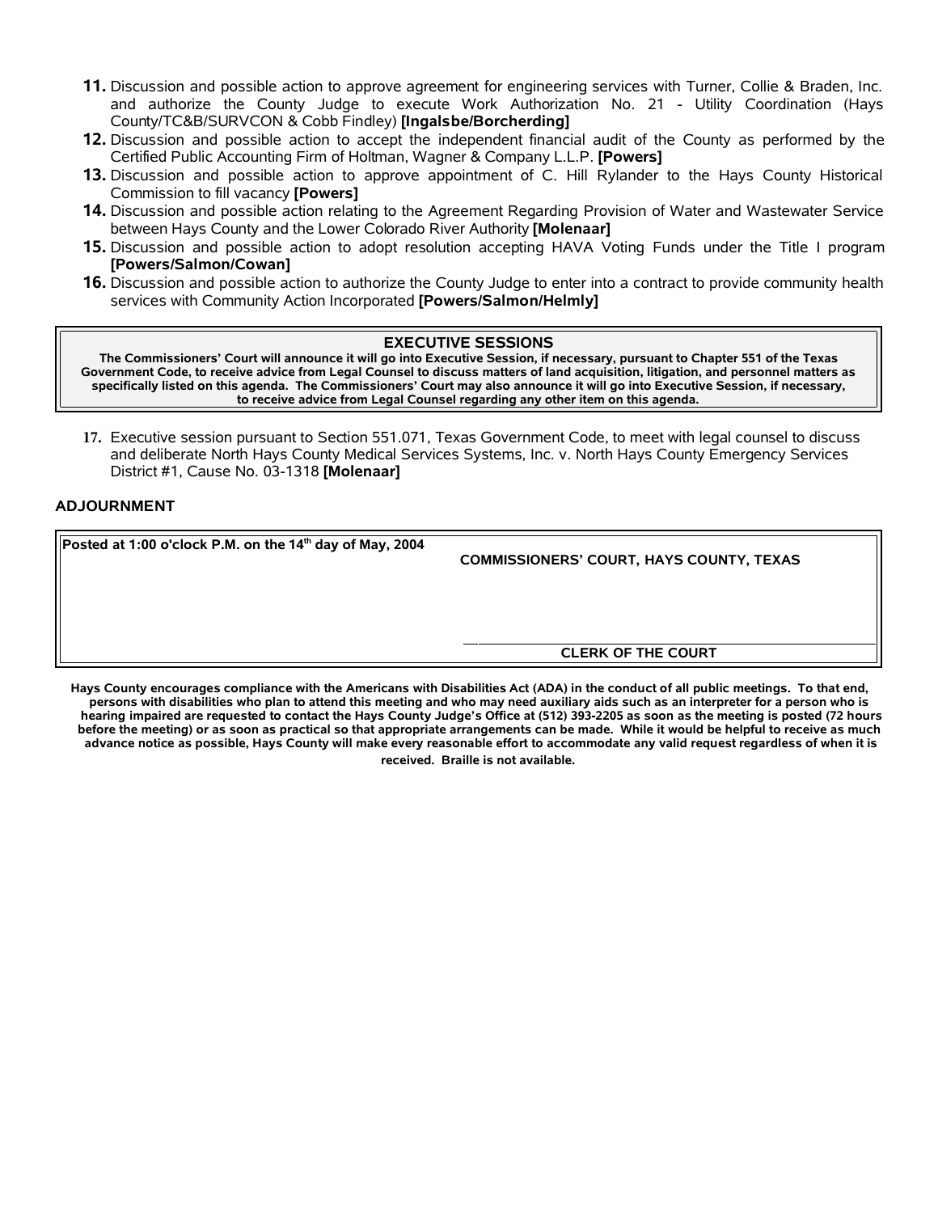11. Discussion and possible action to approve agreement for engineering services with Turner, Collie & Braden, Inc. and authorize the County Judge to execute Work Authorization No. 21 - Utility Coordination (Hays County/TC&B/SURVCON & Cobb Findley) **[Ingalsbe/Borcherding]**
12. Discussion and possible action to accept the independent financial audit of the County as performed by the Certified Public Accounting Firm of Holtman, Wagner & Company L.L.P. **[Powers]**
13. Discussion and possible action to approve appointment of C. Hill Rylander to the Hays County Historical Commission to fill vacancy **[Powers]**
14. Discussion and possible action relating to the Agreement Regarding Provision of Water and Wastewater Service between Hays County and the Lower Colorado River Authority **[Molenaar]**
15. Discussion and possible action to adopt resolution accepting HAVA Voting Funds under the Title I program **[Powers/Salmon/Cowan]**
16. Discussion and possible action to authorize the County Judge to enter into a contract to provide community health services with Community Action Incorporated **[Powers/Salmon/Helmly]**

## EXECUTIVE SESSIONS

**The Commissioners' Court will announce it will go into Executive Session, if necessary, pursuant to Chapter 551 of the Texas Government Code, to receive advice from Legal Counsel to discuss matters of land acquisition, litigation, and personnel matters as specifically listed on this agenda. The Commissioners' Court may also announce it will go into Executive Session, if necessary, to receive advice from Legal Counsel regarding any other item on this agenda.**

17. Executive session pursuant to Section 551.071, Texas Government Code, to meet with legal counsel to discuss and deliberate North Hays County Medical Services Systems, Inc. v. North Hays County Emergency Services District #1, Cause No. 03-1318 **[Molenaar]**

## ADJOURNMENT

**Posted at 1:00 o'clock P.M. on the 14th day of May, 2004**

**COMMISSIONERS' COURT, HAYS COUNTY, TEXAS**

______________________________

**CLERK OF THE COURT**

**Hays County encourages compliance with the Americans with Disabilities Act (ADA) in the conduct of all public meetings. To that end, persons with disabilities who plan to attend this meeting and who may need auxiliary aids such as an interpreter for a person who is hearing impaired are requested to contact the Hays County Judge's Office at (512) 393-2205 as soon as the meeting is posted (72 hours before the meeting) or as soon as practical so that appropriate arrangements can be made. While it would be helpful to receive as much advance notice as possible, Hays County will make every reasonable effort to accommodate any valid request regardless of when it is received. Braille is not available.**